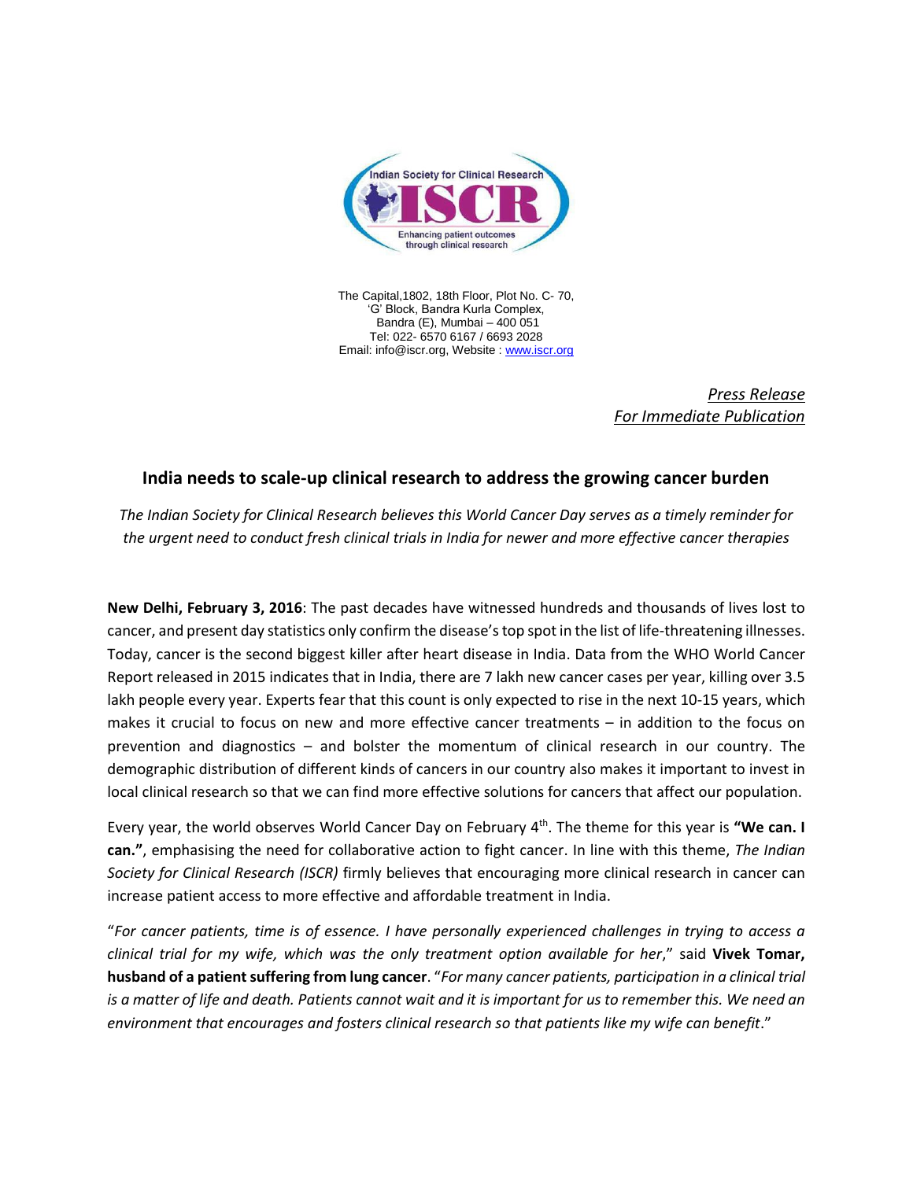The Capital,1802, 18th Floor, Plot No. C- 70,
'G' Block, Bandra Kurla Complex,
Bandra (E), Mumbai – 400 051
Tel: 022- 6570 6167 / 6693 2028
Email: info@iscr.org, Website : www.iscr.org

*Press Release*
*For Immediate Publication*

## India needs to scale-up clinical research to address the growing cancer burden

*The Indian Society for Clinical Research believes this World Cancer Day serves as a timely reminder for the urgent need to conduct fresh clinical trials in India for newer and more effective cancer therapies*

**New Delhi, February 3, 2016**: The past decades have witnessed hundreds and thousands of lives lost to cancer, and present day statistics only confirm the disease's top spot in the list of life-threatening illnesses. Today, cancer is the second biggest killer after heart disease in India. Data from the WHO World Cancer Report released in 2015 indicates that in India, there are 7 lakh new cancer cases per year, killing over 3.5 lakh people every year. Experts fear that this count is only expected to rise in the next 10-15 years, which makes it crucial to focus on new and more effective cancer treatments – in addition to the focus on prevention and diagnostics – and bolster the momentum of clinical research in our country. The demographic distribution of different kinds of cancers in our country also makes it important to invest in local clinical research so that we can find more effective solutions for cancers that affect our population.

Every year, the world observes World Cancer Day on February 4th. The theme for this year is **"We can. I can."**, emphasising the need for collaborative action to fight cancer. In line with this theme, *The Indian Society for Clinical Research (ISCR)* firmly believes that encouraging more clinical research in cancer can increase patient access to more effective and affordable treatment in India.

"*For cancer patients, time is of essence. I have personally experienced challenges in trying to access a clinical trial for my wife, which was the only treatment option available for her*," said **Vivek Tomar, husband of a patient suffering from lung cancer**. "*For many cancer patients, participation in a clinical trial is a matter of life and death. Patients cannot wait and it is important for us to remember this. We need an environment that encourages and fosters clinical research so that patients like my wife can benefit*."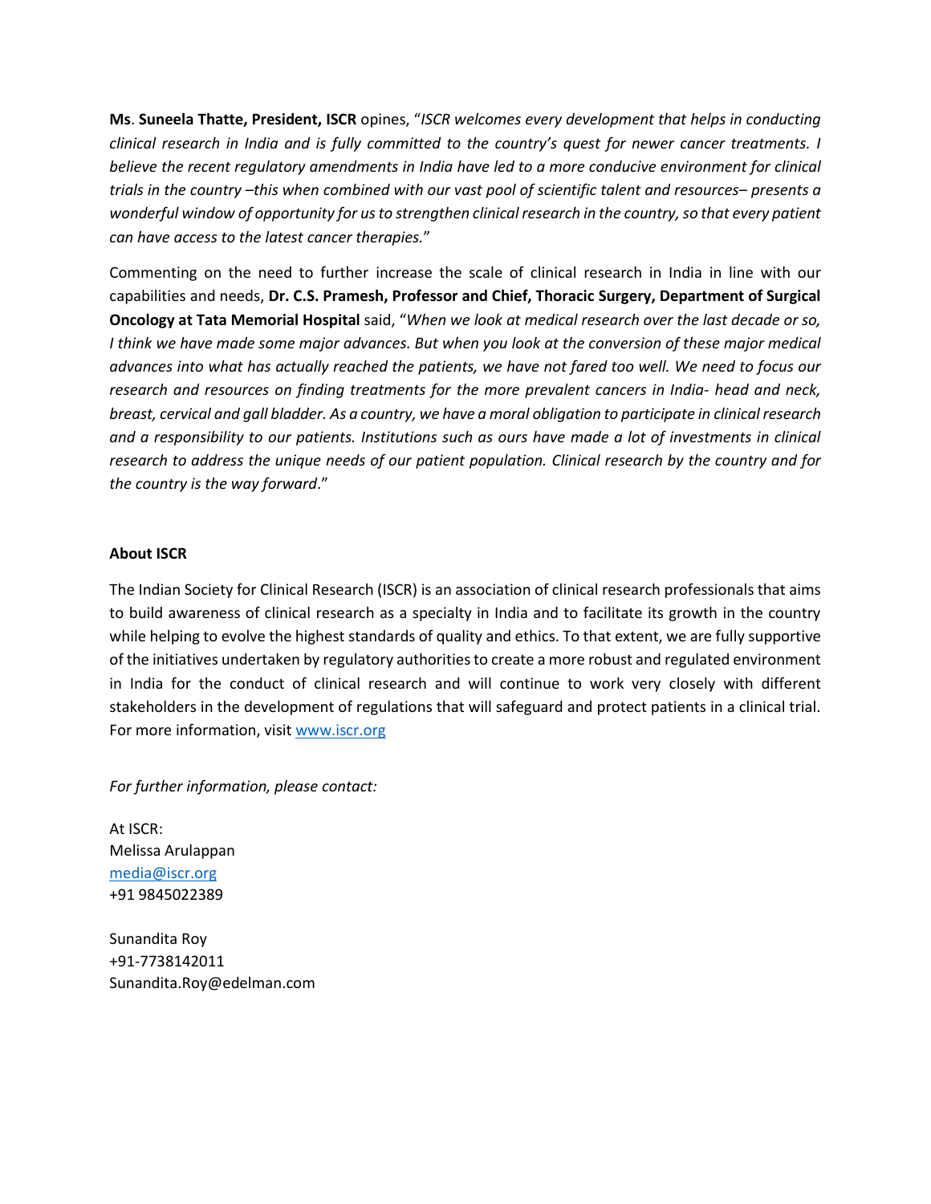**Ms**. **Suneela Thatte, President, ISCR** opines, "*ISCR welcomes every development that helps in conducting clinical research in India and is fully committed to the country's quest for newer cancer treatments. I believe the recent regulatory amendments in India have led to a more conducive environment for clinical trials in the country –this when combined with our vast pool of scientific talent and resources– presents a wonderful window of opportunity for us to strengthen clinical research in the country, so that every patient can have access to the latest cancer therapies.*"

Commenting on the need to further increase the scale of clinical research in India in line with our capabilities and needs, **Dr. C.S. Pramesh, Professor and Chief, Thoracic Surgery, Department of Surgical Oncology at Tata Memorial Hospital** said, "*When we look at medical research over the last decade or so, I think we have made some major advances. But when you look at the conversion of these major medical advances into what has actually reached the patients, we have not fared too well. We need to focus our research and resources on finding treatments for the more prevalent cancers in India- head and neck, breast, cervical and gall bladder. As a country, we have a moral obligation to participate in clinical research and a responsibility to our patients. Institutions such as ours have made a lot of investments in clinical research to address the unique needs of our patient population. Clinical research by the country and for the country is the way forward*."

**About ISCR**

The Indian Society for Clinical Research (ISCR) is an association of clinical research professionals that aims to build awareness of clinical research as a specialty in India and to facilitate its growth in the country while helping to evolve the highest standards of quality and ethics. To that extent, we are fully supportive of the initiatives undertaken by regulatory authorities to create a more robust and regulated environment in India for the conduct of clinical research and will continue to work very closely with different stakeholders in the development of regulations that will safeguard and protect patients in a clinical trial. For more information, visit [www.iscr.org](http://www.iscr.org)

*For further information, please contact:*

At ISCR:
Melissa Arulappan
[media@iscr.org](mailto:media@iscr.org)
+91 9845022389

Sunandita Roy
+91-7738142011
Sunandita.Roy@edelman.com